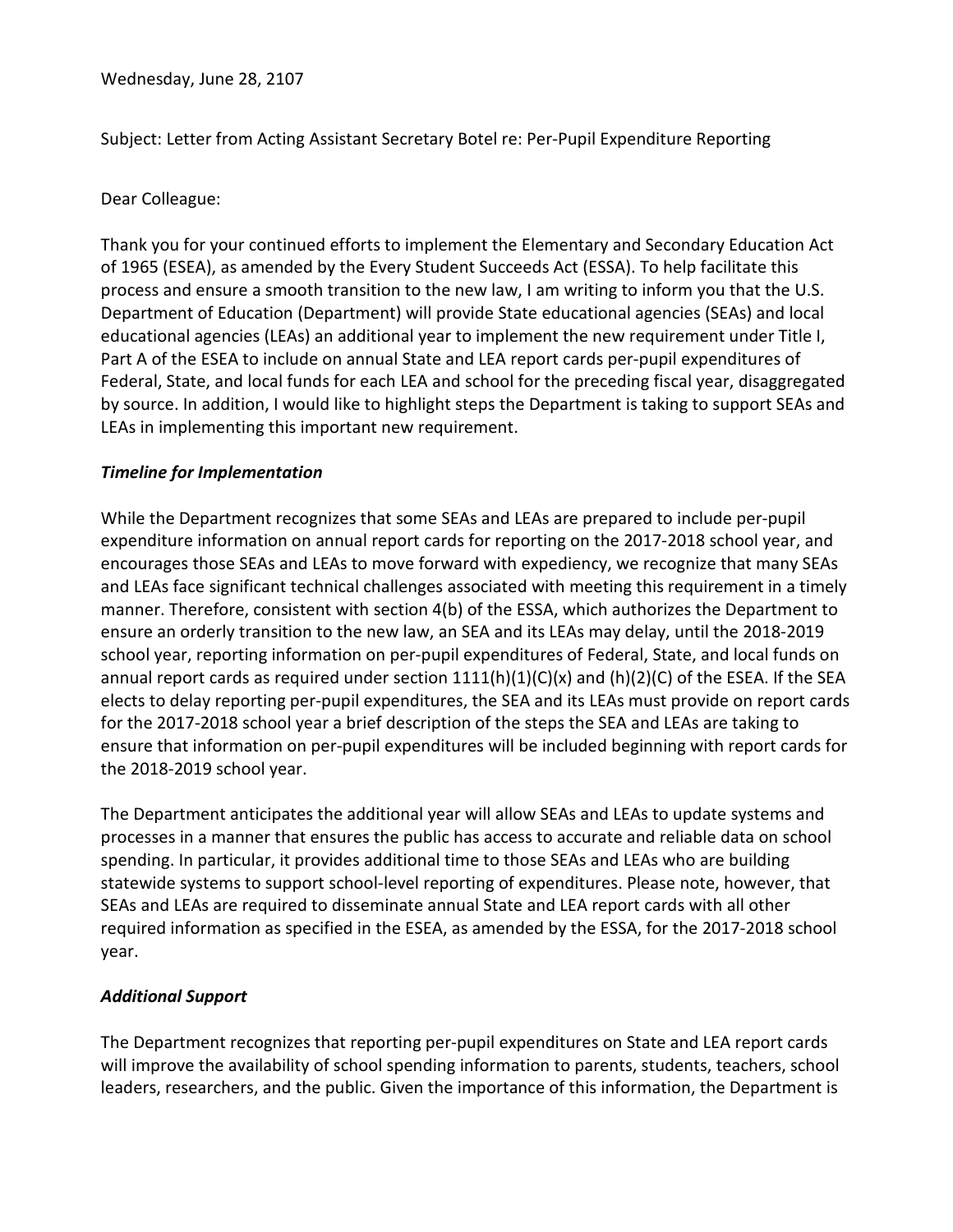Wednesday, June 28, 2107

Subject: Letter from Acting Assistant Secretary Botel re: Per-Pupil Expenditure Reporting

Dear Colleague:

Thank you for your continued efforts to implement the Elementary and Secondary Education Act of 1965 (ESEA), as amended by the Every Student Succeeds Act (ESSA). To help facilitate this process and ensure a smooth transition to the new law, I am writing to inform you that the U.S. Department of Education (Department) will provide State educational agencies (SEAs) and local educational agencies (LEAs) an additional year to implement the new requirement under Title I, Part A of the ESEA to include on annual State and LEA report cards per-pupil expenditures of Federal, State, and local funds for each LEA and school for the preceding fiscal year, disaggregated by source. In addition, I would like to highlight steps the Department is taking to support SEAs and LEAs in implementing this important new requirement.

### *Timeline for Implementation*

While the Department recognizes that some SEAs and LEAs are prepared to include per-pupil expenditure information on annual report cards for reporting on the 2017-2018 school year, and encourages those SEAs and LEAs to move forward with expediency, we recognize that many SEAs and LEAs face significant technical challenges associated with meeting this requirement in a timely manner. Therefore, consistent with section 4(b) of the ESSA, which authorizes the Department to ensure an orderly transition to the new law, an SEA and its LEAs may delay, until the 2018-2019 school year, reporting information on per-pupil expenditures of Federal, State, and local funds on annual report cards as required under section 1111(h)(1)(C)(x) and (h)(2)(C) of the ESEA. If the SEA elects to delay reporting per-pupil expenditures, the SEA and its LEAs must provide on report cards for the 2017-2018 school year a brief description of the steps the SEA and LEAs are taking to ensure that information on per-pupil expenditures will be included beginning with report cards for the 2018-2019 school year.

The Department anticipates the additional year will allow SEAs and LEAs to update systems and processes in a manner that ensures the public has access to accurate and reliable data on school spending. In particular, it provides additional time to those SEAs and LEAs who are building statewide systems to support school-level reporting of expenditures. Please note, however, that SEAs and LEAs are required to disseminate annual State and LEA report cards with all other required information as specified in the ESEA, as amended by the ESSA, for the 2017-2018 school year.

### *Additional Support*

The Department recognizes that reporting per-pupil expenditures on State and LEA report cards will improve the availability of school spending information to parents, students, teachers, school leaders, researchers, and the public. Given the importance of this information, the Department is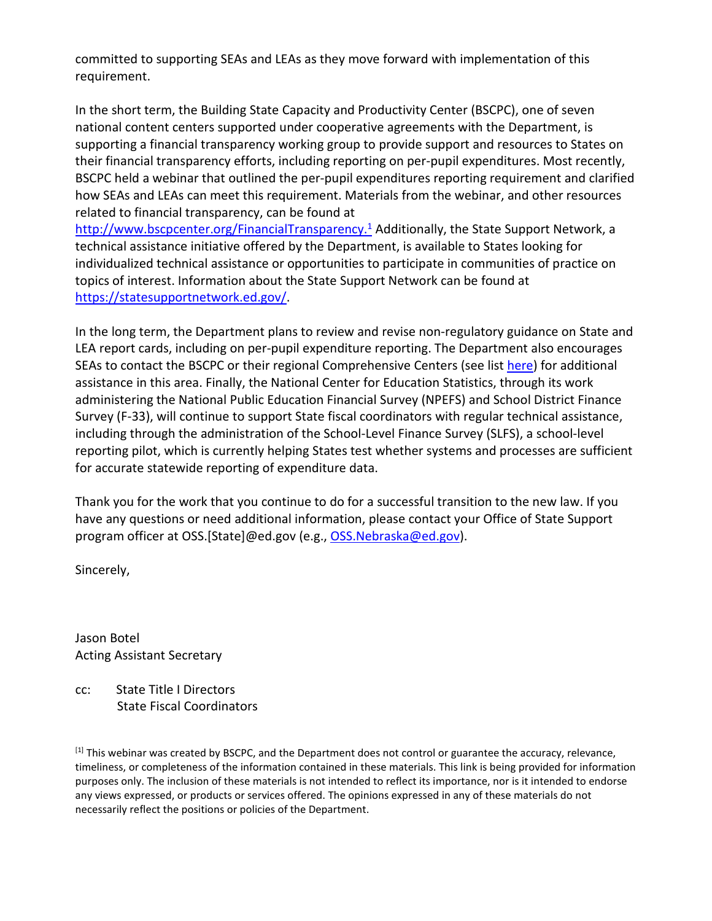committed to supporting SEAs and LEAs as they move forward with implementation of this requirement.

In the short term, the Building State Capacity and Productivity Center (BSCPC), one of seven national content centers supported under cooperative agreements with the Department, is supporting a financial transparency working group to provide support and resources to States on their financial transparency efforts, including reporting on per-pupil expenditures. Most recently, BSCPC held a webinar that outlined the per-pupil expenditures reporting requirement and clarified how SEAs and LEAs can meet this requirement. Materials from the webinar, and other resources related to financial transparency, can be found at http://www.bscpcenter.org/FinancialTransparency.[1] Additionally, the State Support Network, a technical assistance initiative offered by the Department, is available to States looking for individualized technical assistance or opportunities to participate in communities of practice on topics of interest. Information about the State Support Network can be found at https://statesupportnetwork.ed.gov/.

In the long term, the Department plans to review and revise non-regulatory guidance on State and LEA report cards, including on per-pupil expenditure reporting. The Department also encourages SEAs to contact the BSCPC or their regional Comprehensive Centers (see list here) for additional assistance in this area. Finally, the National Center for Education Statistics, through its work administering the National Public Education Financial Survey (NPEFS) and School District Finance Survey (F-33), will continue to support State fiscal coordinators with regular technical assistance, including through the administration of the School-Level Finance Survey (SLFS), a school-level reporting pilot, which is currently helping States test whether systems and processes are sufficient for accurate statewide reporting of expenditure data.

Thank you for the work that you continue to do for a successful transition to the new law. If you have any questions or need additional information, please contact your Office of State Support program officer at OSS.[State]@ed.gov (e.g., OSS.Nebraska@ed.gov).

Sincerely,

Jason Botel
Acting Assistant Secretary

cc: State Title I Directors
State Fiscal Coordinators

[1] This webinar was created by BSCPC, and the Department does not control or guarantee the accuracy, relevance, timeliness, or completeness of the information contained in these materials. This link is being provided for information purposes only. The inclusion of these materials is not intended to reflect its importance, nor is it intended to endorse any views expressed, or products or services offered. The opinions expressed in any of these materials do not necessarily reflect the positions or policies of the Department.